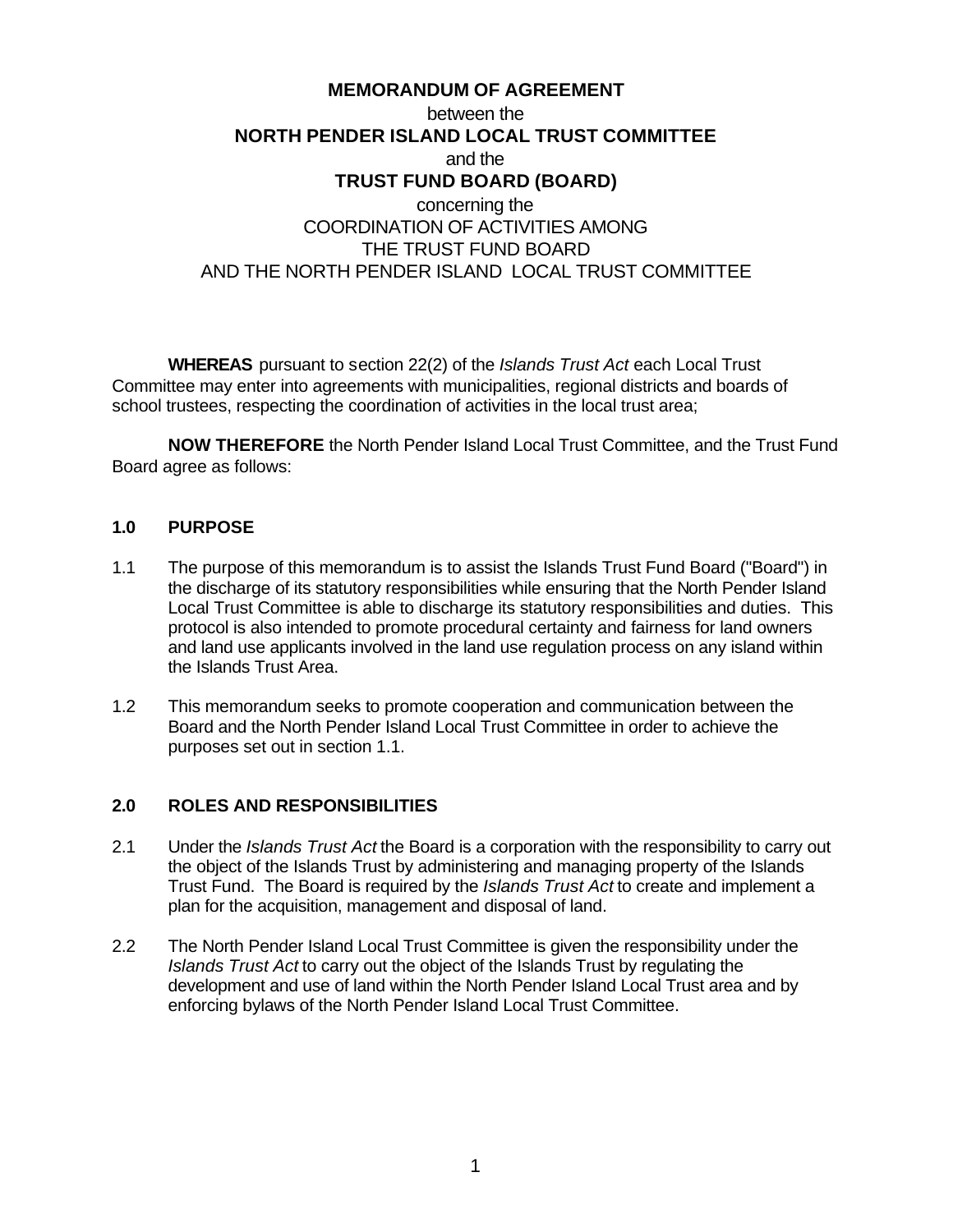**MEMORANDUM OF AGREEMENT**
between the
**NORTH PENDER ISLAND LOCAL TRUST COMMITTEE**
and the
**TRUST FUND BOARD (BOARD)**
concerning the
COORDINATION OF ACTIVITIES AMONG
THE TRUST FUND BOARD
AND THE NORTH PENDER ISLAND LOCAL TRUST COMMITTEE

**WHEREAS** pursuant to section 22(2) of the *Islands Trust Act* each Local Trust Committee may enter into agreements with municipalities, regional districts and boards of school trustees, respecting the coordination of activities in the local trust area;

**NOW THEREFORE** the North Pender Island Local Trust Committee, and the Trust Fund Board agree as follows:

## 1.0 PURPOSE

1.1 The purpose of this memorandum is to assist the Islands Trust Fund Board ("Board") in the discharge of its statutory responsibilities while ensuring that the North Pender Island Local Trust Committee is able to discharge its statutory responsibilities and duties. This protocol is also intended to promote procedural certainty and fairness for land owners and land use applicants involved in the land use regulation process on any island within the Islands Trust Area.

1.2 This memorandum seeks to promote cooperation and communication between the Board and the North Pender Island Local Trust Committee in order to achieve the purposes set out in section 1.1.

## 2.0 ROLES AND RESPONSIBILITIES

2.1 Under the *Islands Trust Act* the Board is a corporation with the responsibility to carry out the object of the Islands Trust by administering and managing property of the Islands Trust Fund. The Board is required by the *Islands Trust Act* to create and implement a plan for the acquisition, management and disposal of land.

2.2 The North Pender Island Local Trust Committee is given the responsibility under the *Islands Trust Act* to carry out the object of the Islands Trust by regulating the development and use of land within the North Pender Island Local Trust area and by enforcing bylaws of the North Pender Island Local Trust Committee.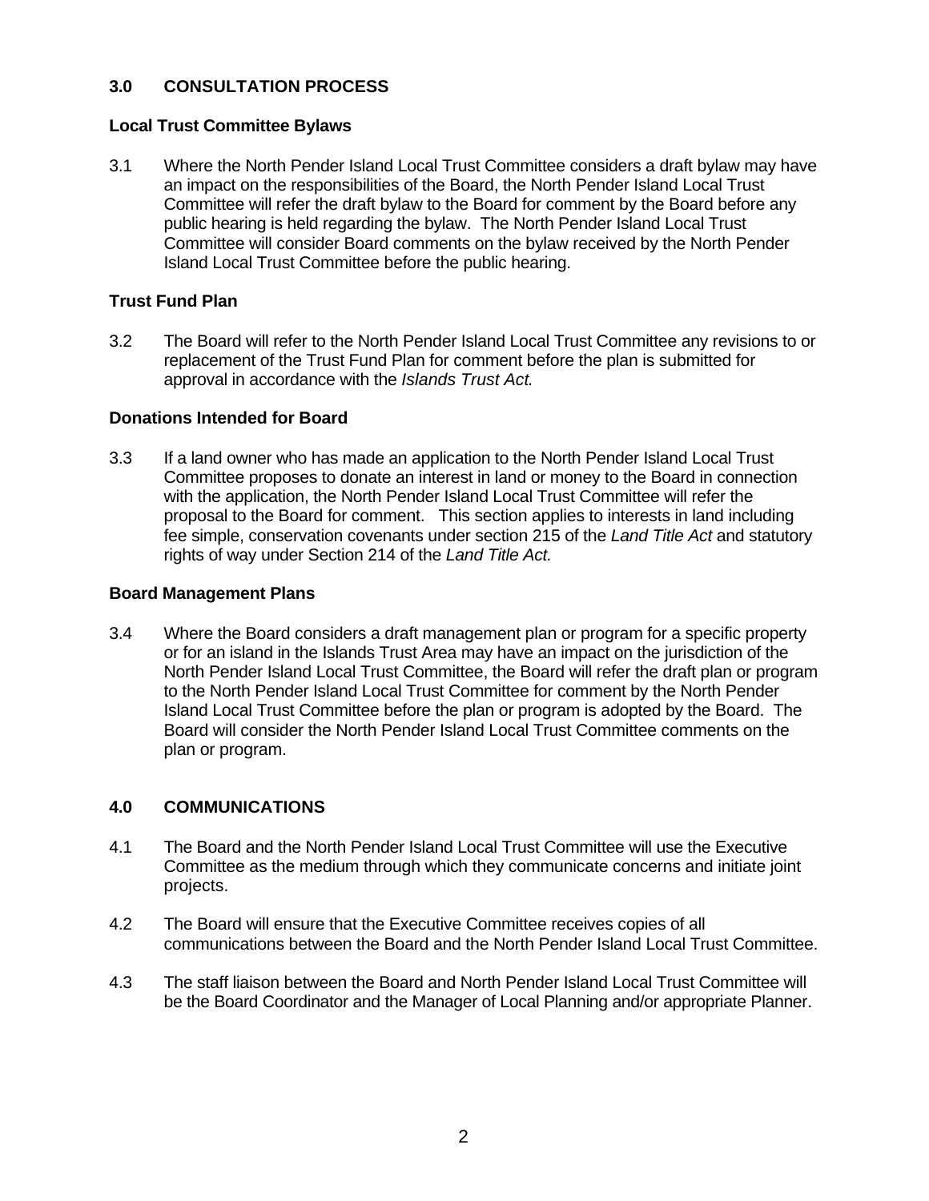## 3.0 CONSULTATION PROCESS

### Local Trust Committee Bylaws

3.1 Where the North Pender Island Local Trust Committee considers a draft bylaw may have an impact on the responsibilities of the Board, the North Pender Island Local Trust Committee will refer the draft bylaw to the Board for comment by the Board before any public hearing is held regarding the bylaw. The North Pender Island Local Trust Committee will consider Board comments on the bylaw received by the North Pender Island Local Trust Committee before the public hearing.

### Trust Fund Plan

3.2 The Board will refer to the North Pender Island Local Trust Committee any revisions to or replacement of the Trust Fund Plan for comment before the plan is submitted for approval in accordance with the *Islands Trust Act*.

### Donations Intended for Board

3.3 If a land owner who has made an application to the North Pender Island Local Trust Committee proposes to donate an interest in land or money to the Board in connection with the application, the North Pender Island Local Trust Committee will refer the proposal to the Board for comment. This section applies to interests in land including fee simple, conservation covenants under section 215 of the *Land Title Act* and statutory rights of way under Section 214 of the *Land Title Act.*

### Board Management Plans

3.4 Where the Board considers a draft management plan or program for a specific property or for an island in the Islands Trust Area may have an impact on the jurisdiction of the North Pender Island Local Trust Committee, the Board will refer the draft plan or program to the North Pender Island Local Trust Committee for comment by the North Pender Island Local Trust Committee before the plan or program is adopted by the Board. The Board will consider the North Pender Island Local Trust Committee comments on the plan or program.

## 4.0 COMMUNICATIONS

4.1 The Board and the North Pender Island Local Trust Committee will use the Executive Committee as the medium through which they communicate concerns and initiate joint projects.

4.2 The Board will ensure that the Executive Committee receives copies of all communications between the Board and the North Pender Island Local Trust Committee.

4.3 The staff liaison between the Board and North Pender Island Local Trust Committee will be the Board Coordinator and the Manager of Local Planning and/or appropriate Planner.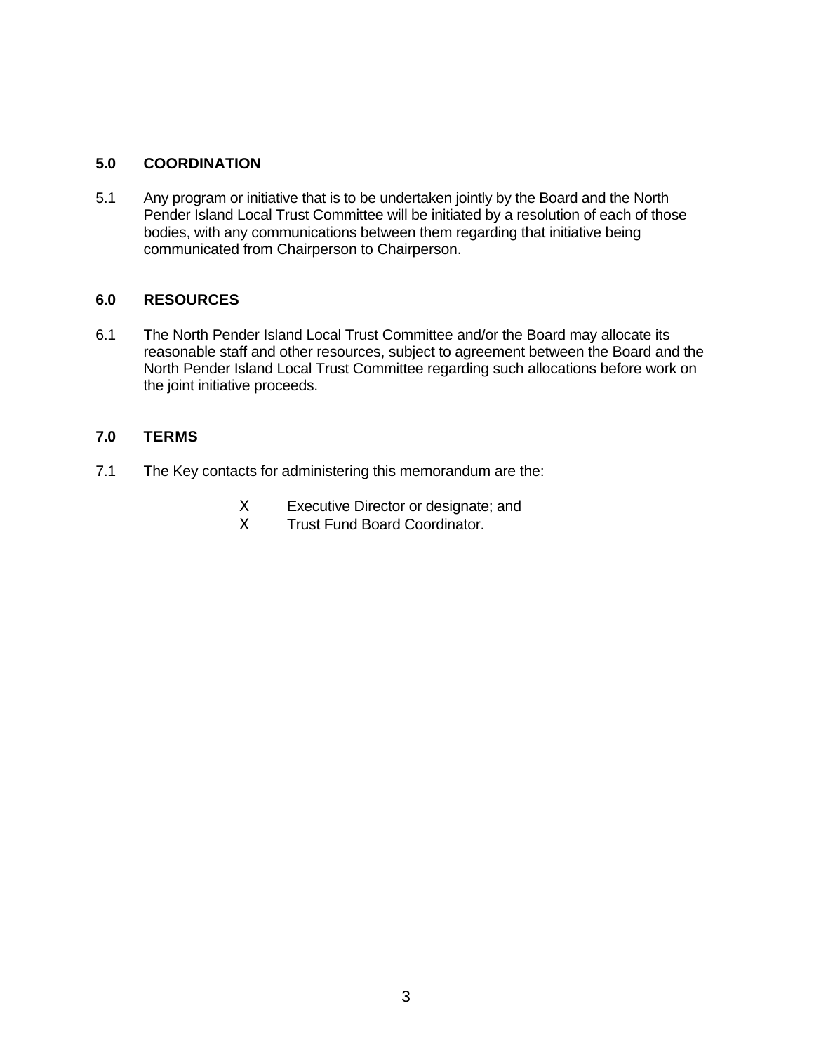## 5.0 COORDINATION

5.1 Any program or initiative that is to be undertaken jointly by the Board and the North Pender Island Local Trust Committee will be initiated by a resolution of each of those bodies, with any communications between them regarding that initiative being communicated from Chairperson to Chairperson.

## 6.0 RESOURCES

6.1 The North Pender Island Local Trust Committee and/or the Board may allocate its reasonable staff and other resources, subject to agreement between the Board and the North Pender Island Local Trust Committee regarding such allocations before work on the joint initiative proceeds.

## 7.0 TERMS

7.1 The Key contacts for administering this memorandum are the:

- Executive Director or designate; and
- Trust Fund Board Coordinator.